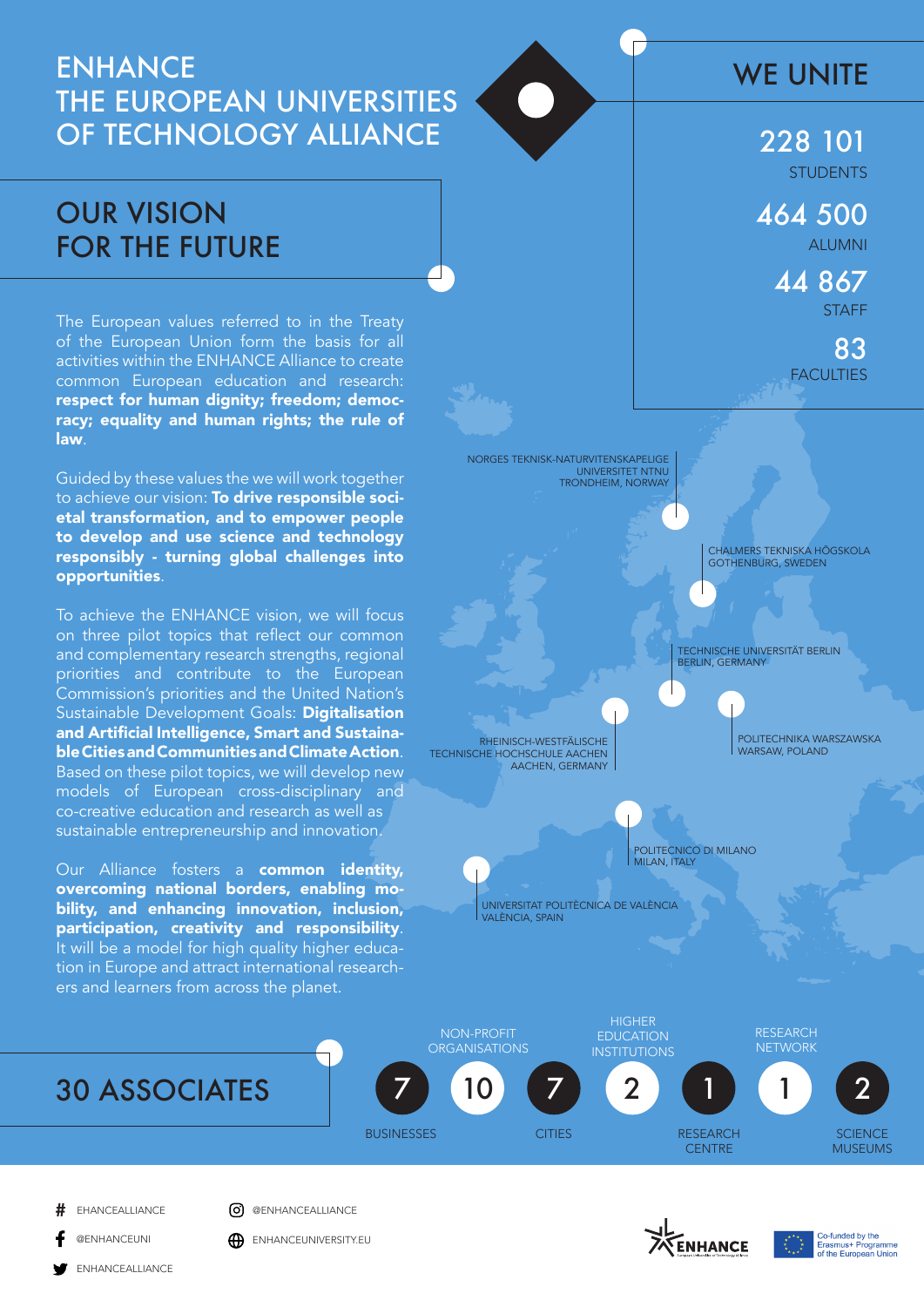# ENHANCE THE EUROPEAN UNIVERSITIES OF TECHNOLOGY ALLIANCE

## OUR VISION FOR THE FUTURE

The European values referred to in the Treaty of the European Union form the basis for all activities within the ENHANCE Alliance to create common European education and research: **respect for human dignity; freedom; democracy; equality and human rights; the rule of law**.

Guided by these values the we will work together to achieve our vision: **To drive responsible societal transformation, and to empower people to develop and use science and technology responsibly - turning global challenges into opportunities**.

To achieve the ENHANCE vision, we will focus on three pilot topics that reflect our common and complementary research strengths, regional priorities and contribute to the European Commission's priorities and the United Nation's Sustainable Development Goals: **Digitalisation and Artificial Intelligence, Smart and Sustainable Cities and Communities and Climate Action**. Based on these pilot topics, we will develop new models of European cross-disciplinary and co-creative education and research as well as sustainable entrepreneurship and innovation.

Our Alliance fosters a **common identity, overcoming national borders, enabling mobility, and enhancing innovation, inclusion, participation, creativity and responsibility**. It will be a model for high quality higher education in Europe and attract international researchers and learners from across the planet.

## WE UNITE

- 228 101 STUDENTS
- 464 500 ALUMNI
- 44 867 STAFF
- 83 FACULTIES

- NORGES TEKNISK-NATURVITENSKAPELIGE UNIVERSITET NTNU, TRONDHEIM, NORWAY
- CHALMERS TEKNISKA HÖGSKOLA, GOTHENBURG, SWEDEN
- TECHNISCHE UNIVERSITÄT BERLIN, BERLIN, GERMANY
- RHEINISCH-WESTFÄLISCHE TECHNISCHE HOCHSCHULE AACHEN, AACHEN, GERMANY
- POLITECHNIKA WARSZAWSKA, WARSAW, POLAND
- POLITECNICO DI MILANO, MILAN, ITALY
- UNIVERSITAT POLITÈCNICA DE VALÈNCIA, VALÈNCIA, SPAIN

## 30 ASSOCIATES

- 7 BUSINESSES
- 10 NON-PROFIT ORGANISATIONS
- 7 CITIES
- 2 HIGHER EDUCATION INSTITUTIONS
- 1 RESEARCH CENTRE
- 1 RESEARCH NETWORK
- 2 SCIENCE MUSEUMS

EHANCEALLIANCE
@ENHANCEUNI
ENHANCEALLIANCE
@ENHANCEALLIANCE
ENHANCEUNIVERSITY.EU

ENHANCE

Co-funded by the Erasmus+ Programme of the European Union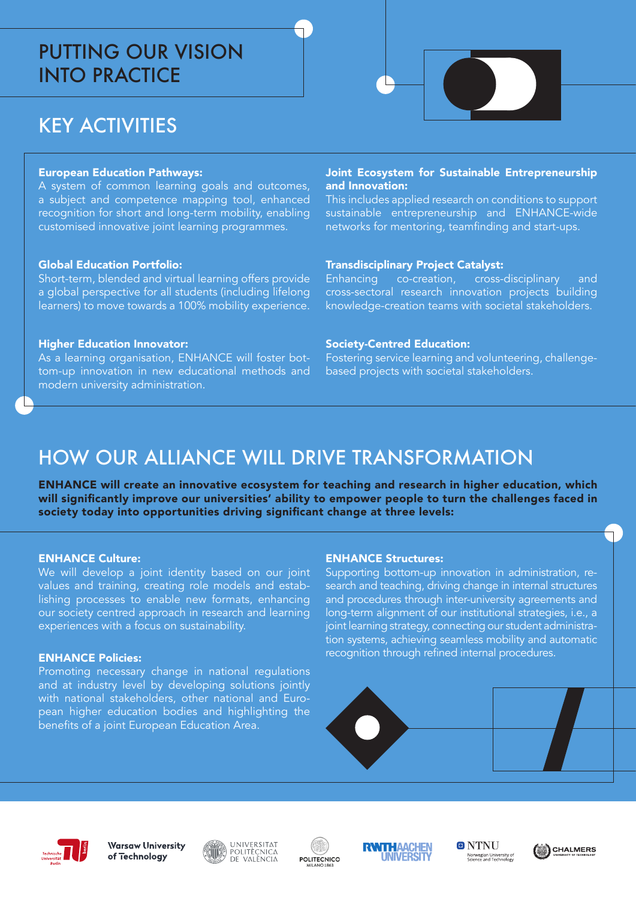# PUTTING OUR VISION INTO PRACTICE

## KEY ACTIVITIES

**European Education Pathways:**
A system of common learning goals and outcomes, a subject and competence mapping tool, enhanced recognition for short and long-term mobility, enabling customised innovative joint learning programmes.

**Global Education Portfolio:**
Short-term, blended and virtual learning offers provide a global perspective for all students (including lifelong learners) to move towards a 100% mobility experience.

**Higher Education Innovator:**
As a learning organisation, ENHANCE will foster bottom-up innovation in new educational methods and modern university administration.

**Joint Ecosystem for Sustainable Entrepreneurship and Innovation:**
This includes applied research on conditions to support sustainable entrepreneurship and ENHANCE-wide networks for mentoring, teamfinding and start-ups.

**Transdisciplinary Project Catalyst:**
Enhancing co-creation, cross-disciplinary and cross-sectoral research innovation projects building knowledge-creation teams with societal stakeholders.

**Society-Centred Education:**
Fostering service learning and volunteering, challenge-based projects with societal stakeholders.

## HOW OUR ALLIANCE WILL DRIVE TRANSFORMATION

**ENHANCE will create an innovative ecosystem for teaching and research in higher education, which will significantly improve our universities' ability to empower people to turn the challenges faced in society today into opportunities driving significant change at three levels:**

**ENHANCE Culture:**
We will develop a joint identity based on our joint values and training, creating role models and establishing processes to enable new formats, enhancing our society centred approach in research and learning experiences with a focus on sustainability.

**ENHANCE Policies:**
Promoting necessary change in national regulations and at industry level by developing solutions jointly with national stakeholders, other national and European higher education bodies and highlighting the benefits of a joint European Education Area.

**ENHANCE Structures:**
Supporting bottom-up innovation in administration, research and teaching, driving change in internal structures and procedures through inter-university agreements and long-term alignment of our institutional strategies, i.e., a joint learning strategy, connecting our student administration systems, achieving seamless mobility and automatic recognition through refined internal procedures.

Technische Universität Berlin | Warsaw University of Technology | Universitat Politècnica de València | Politecnico Milano 1863 | RWTH Aachen University | NTNU Norwegian University of Science and Technology | Chalmers University of Technology